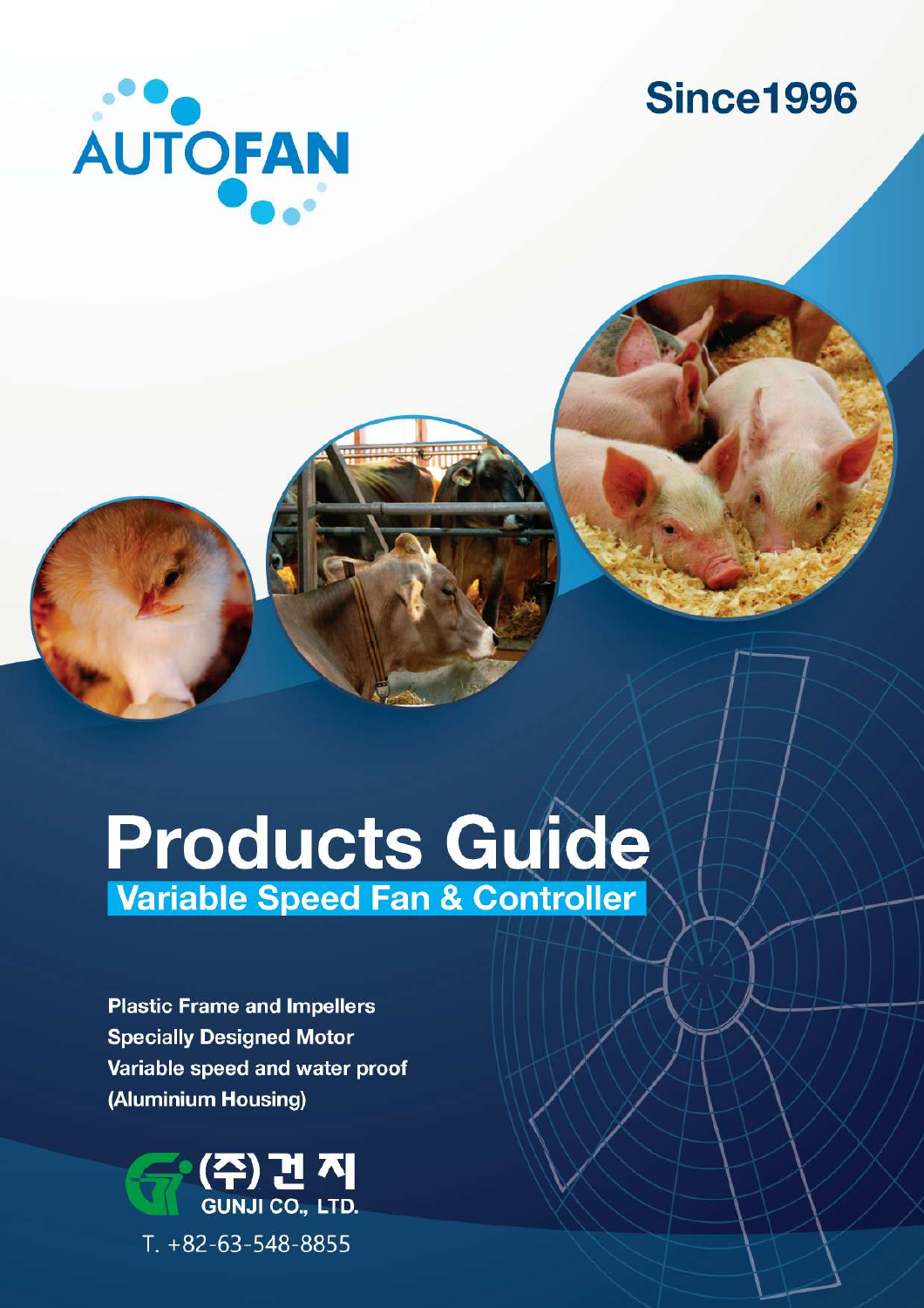AUTOFAN

Since1996

# Products Guide

## Variable Speed Fan & Controller

**Plastic Frame and Impellers**
**Specially Designed Motor**
**Variable speed and water proof**
**(Aluminium Housing)**

(주)건지
GUNJI CO., LTD.

T. +82-63-548-8855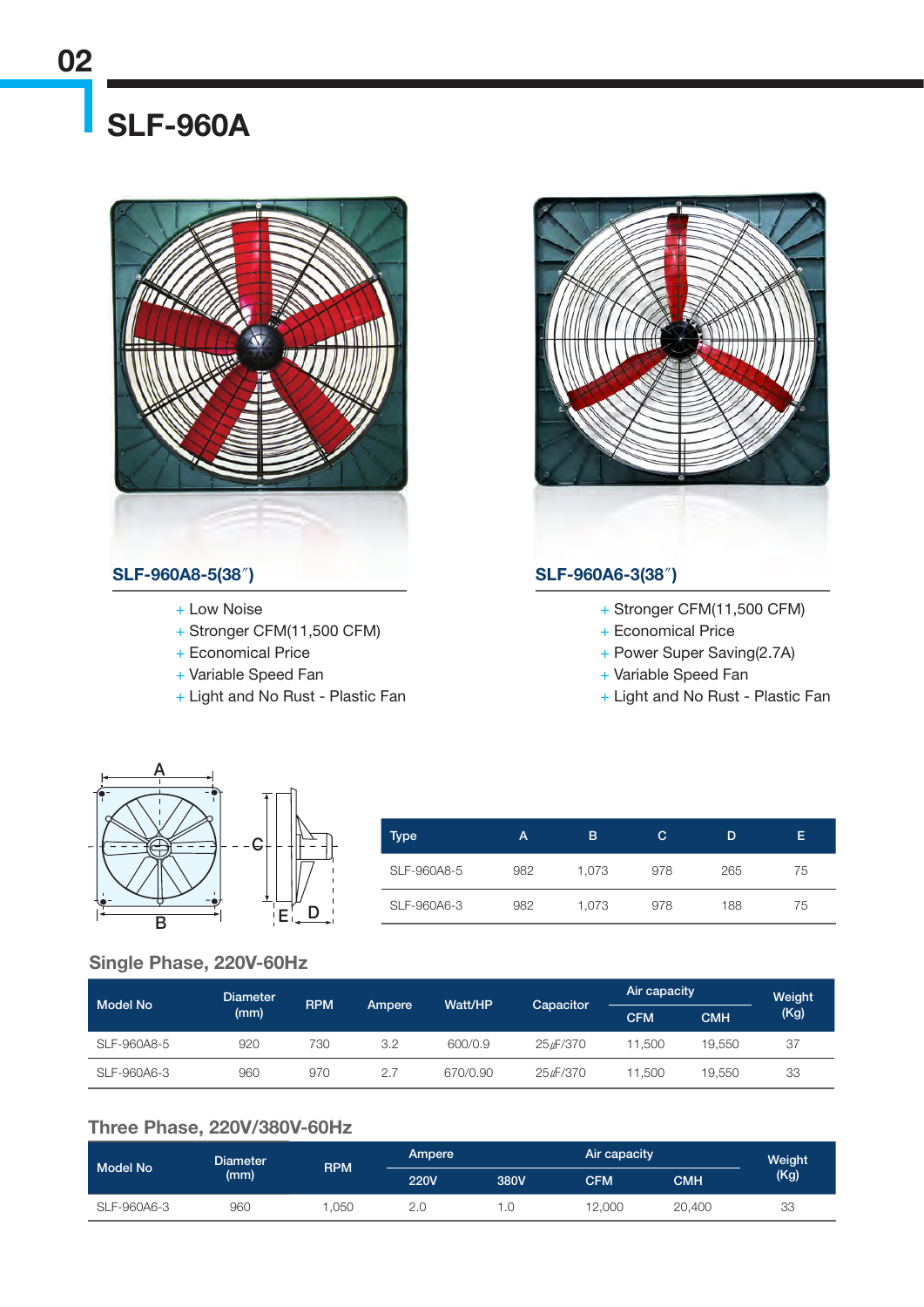## SLF-960A

### SLF-960A8-5(38″)

- Low Noise
- Stronger CFM(11,500 CFM)
- Economical Price
- Variable Speed Fan
- Light and No Rust - Plastic Fan

### SLF-960A6-3(38″)

- Stronger CFM(11,500 CFM)
- Economical Price
- Power Super Saving(2.7A)
- Variable Speed Fan
- Light and No Rust - Plastic Fan

| Type | A | B | C | D | E |
|---|---|---|---|---|---|
| SLF-960A8-5 | 982 | 1,073 | 978 | 265 | 75 |
| SLF-960A6-3 | 982 | 1,073 | 978 | 188 | 75 |

### Single Phase, 220V-60Hz

| Model No | Diameter (mm) | RPM | Ampere | Watt/HP | Capacitor | Air capacity | | Weight (Kg) |
|---|---|---|---|---|---|---|---|---|
| | | | | | | CFM | CMH | |
| SLF-960A8-5 | 920 | 730 | 3.2 | 600/0.9 | 25㎌/370 | 11,500 | 19,550 | 37 |
| SLF-960A6-3 | 960 | 970 | 2.7 | 670/0.90 | 25㎌/370 | 11,500 | 19,550 | 33 |

### Three Phase, 220V/380V-60Hz

| Model No | Diameter (mm) | RPM | Ampere | | Air capacity | | Weight (Kg) |
|---|---|---|---|---|---|---|---|
| | | | 220V | 380V | CFM | CMH | |
| SLF-960A6-3 | 960 | 1,050 | 2.0 | 1.0 | 12,000 | 20,400 | 33 |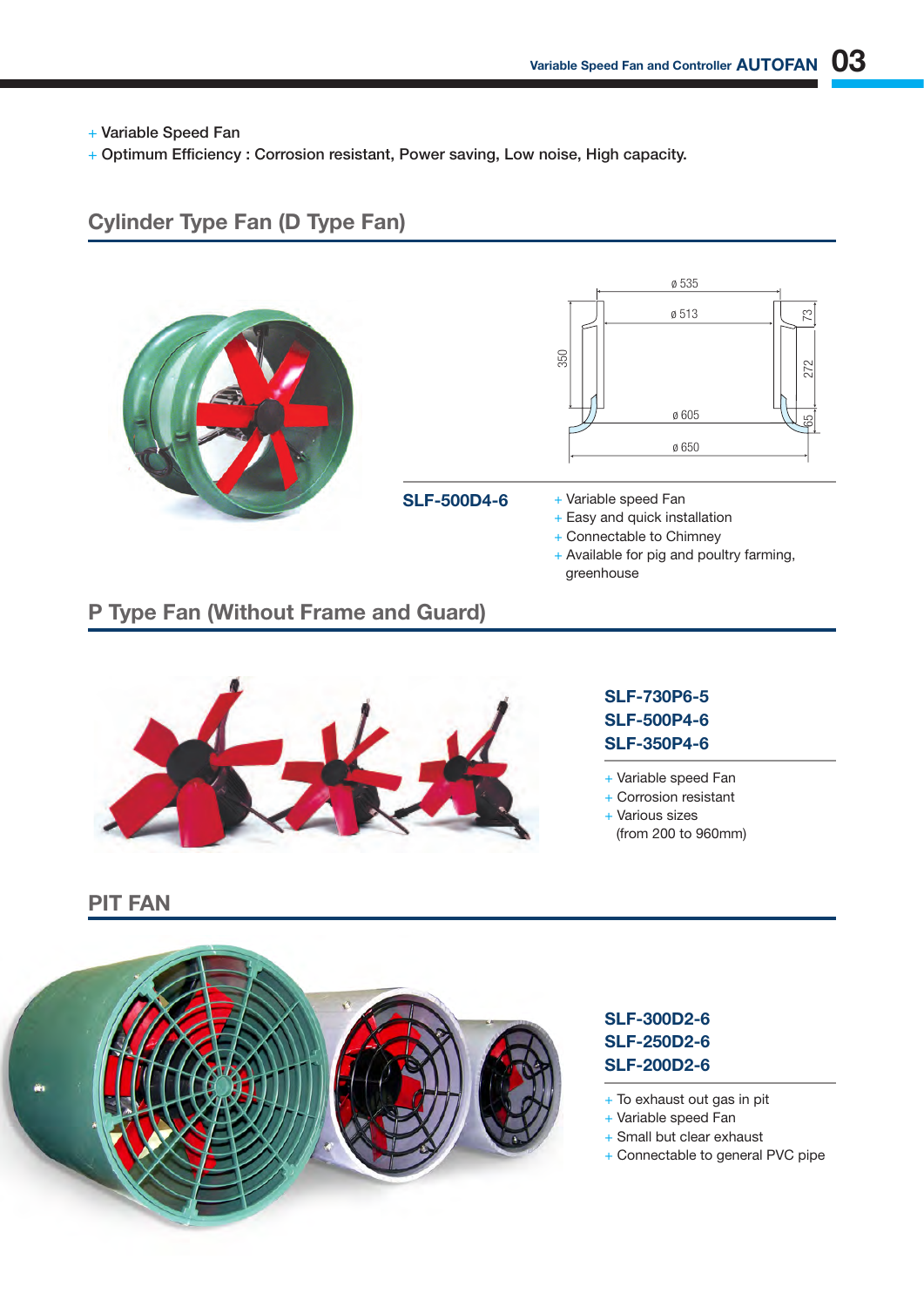+ Variable Speed Fan
+ Optimum Efficiency : Corrosion resistant, Power saving, Low noise, High capacity.

## Cylinder Type Fan (D Type Fan)

ø 535
ø 513
350
73
272
65
ø 605
ø 650

**SLF-500D4-6**

+ Variable speed Fan
+ Easy and quick installation
+ Connectable to Chimney
+ Available for pig and poultry farming, greenhouse

## P Type Fan (Without Frame and Guard)

**SLF-730P6-5**
**SLF-500P4-6**
**SLF-350P4-6**

+ Variable speed Fan
+ Corrosion resistant
+ Various sizes (from 200 to 960mm)

## PIT FAN

**SLF-300D2-6**
**SLF-250D2-6**
**SLF-200D2-6**

+ To exhaust out gas in pit
+ Variable speed Fan
+ Small but clear exhaust
+ Connectable to general PVC pipe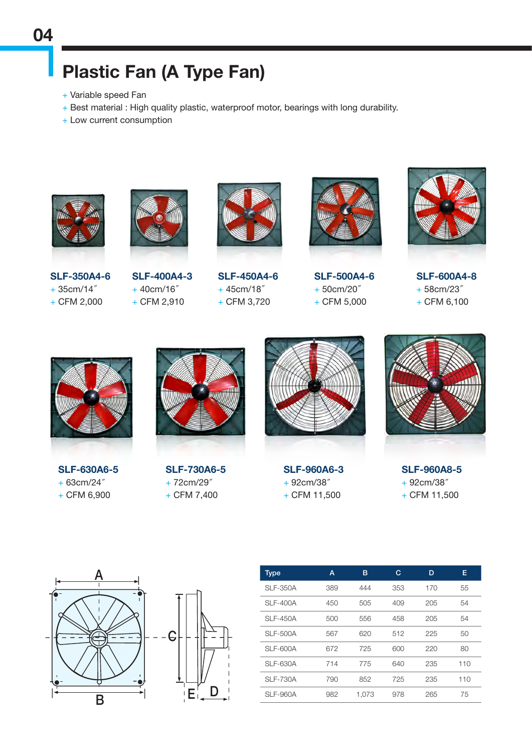# Plastic Fan (A Type Fan)

+ Variable speed Fan
+ Best material : High quality plastic, waterproof motor, bearings with long durability.
+ Low current consumption

**SLF-350A4-6**
+ 35cm/14″
+ CFM 2,000

**SLF-400A4-3**
+ 40cm/16″
+ CFM 2,910

**SLF-450A4-6**
+ 45cm/18″
+ CFM 3,720

**SLF-500A4-6**
+ 50cm/20″
+ CFM 5,000

**SLF-600A4-8**
+ 58cm/23″
+ CFM 6,100

**SLF-630A6-5**
+ 63cm/24″
+ CFM 6,900

**SLF-730A6-5**
+ 72cm/29″
+ CFM 7,400

**SLF-960A6-3**
+ 92cm/38″
+ CFM 11,500

**SLF-960A8-5**
+ 92cm/38″
+ CFM 11,500

| Type | A | B | C | D | E |
|---|---|---|---|---|---|
| SLF-350A | 389 | 444 | 353 | 170 | 55 |
| SLF-400A | 450 | 505 | 409 | 205 | 54 |
| SLF-450A | 500 | 556 | 458 | 205 | 54 |
| SLF-500A | 567 | 620 | 512 | 225 | 50 |
| SLF-600A | 672 | 725 | 600 | 220 | 80 |
| SLF-630A | 714 | 775 | 640 | 235 | 110 |
| SLF-730A | 790 | 852 | 725 | 235 | 110 |
| SLF-960A | 982 | 1,073 | 978 | 265 | 75 |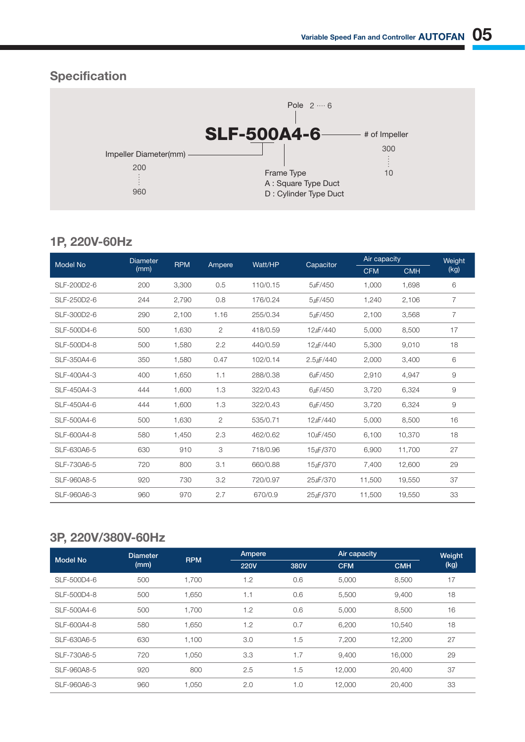## Specification

**SLF-500A4-6**

- Pole: 2 ···· 6
- # of Impeller: 300 ⋮ 10
- Impeller Diameter(mm): 200 ⋮ 960
- Frame Type
  - A : Square Type Duct
  - D : Cylinder Type Duct

## 1P, 220V-60Hz

| Model No | Diameter (mm) | RPM | Ampere | Watt/HP | Capacitor | Air capacity | | Weight (kg) |
|---|---|---|---|---|---|---|---|---|
| | | | | | | CFM | CMH | |
| SLF-200D2-6 | 200 | 3,300 | 0.5 | 110/0.15 | 5㎌/450 | 1,000 | 1,698 | 6 |
| SLF-250D2-6 | 244 | 2,790 | 0.8 | 176/0.24 | 5㎌/450 | 1,240 | 2,106 | 7 |
| SLF-300D2-6 | 290 | 2,100 | 1.16 | 255/0.34 | 5㎌/450 | 2,100 | 3,568 | 7 |
| SLF-500D4-6 | 500 | 1,630 | 2 | 418/0.59 | 12㎌/440 | 5,000 | 8,500 | 17 |
| SLF-500D4-8 | 500 | 1,580 | 2.2 | 440/0.59 | 12㎌/440 | 5,300 | 9,010 | 18 |
| SLF-350A4-6 | 350 | 1,580 | 0.47 | 102/0.14 | 2.5㎌/440 | 2,000 | 3,400 | 6 |
| SLF-400A4-3 | 400 | 1,650 | 1.1 | 288/0.38 | 6㎌/450 | 2,910 | 4,947 | 9 |
| SLF-450A4-3 | 444 | 1,600 | 1.3 | 322/0.43 | 6㎌/450 | 3,720 | 6,324 | 9 |
| SLF-450A4-6 | 444 | 1,600 | 1.3 | 322/0.43 | 6㎌/450 | 3,720 | 6,324 | 9 |
| SLF-500A4-6 | 500 | 1,630 | 2 | 535/0.71 | 12㎌/440 | 5,000 | 8,500 | 16 |
| SLF-600A4-8 | 580 | 1,450 | 2.3 | 462/0.62 | 10㎌/450 | 6,100 | 10,370 | 18 |
| SLF-630A6-5 | 630 | 910 | 3 | 718/0.96 | 15㎌/370 | 6,900 | 11,700 | 27 |
| SLF-730A6-5 | 720 | 800 | 3.1 | 660/0.88 | 15㎌/370 | 7,400 | 12,600 | 29 |
| SLF-960A8-5 | 920 | 730 | 3.2 | 720/0.97 | 25㎌/370 | 11,500 | 19,550 | 37 |
| SLF-960A6-3 | 960 | 970 | 2.7 | 670/0.9 | 25㎌/370 | 11,500 | 19,550 | 33 |

## 3P, 220V/380V-60Hz

| Model No | Diameter (mm) | RPM | Ampere | | Air capacity | | Weight (kg) |
|---|---|---|---|---|---|---|---|
| | | | 220V | 380V | CFM | CMH | |
| SLF-500D4-6 | 500 | 1,700 | 1.2 | 0.6 | 5,000 | 8,500 | 17 |
| SLF-500D4-8 | 500 | 1,650 | 1.1 | 0.6 | 5,500 | 9,400 | 18 |
| SLF-500A4-6 | 500 | 1,700 | 1.2 | 0.6 | 5,000 | 8,500 | 16 |
| SLF-600A4-8 | 580 | 1,650 | 1.2 | 0.7 | 6,200 | 10,540 | 18 |
| SLF-630A6-5 | 630 | 1,100 | 3.0 | 1.5 | 7,200 | 12,200 | 27 |
| SLF-730A6-5 | 720 | 1,050 | 3.3 | 1.7 | 9,400 | 16,000 | 29 |
| SLF-960A8-5 | 920 | 800 | 2.5 | 1.5 | 12,000 | 20,400 | 37 |
| SLF-960A6-3 | 960 | 1,050 | 2.0 | 1.0 | 12,000 | 20,400 | 33 |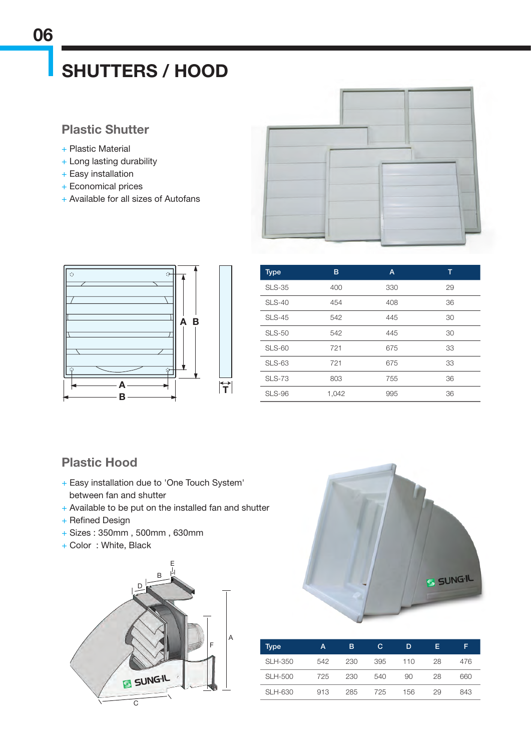# SHUTTERS / HOOD

## Plastic Shutter

+ Plastic Material
+ Long lasting durability
+ Easy installation
+ Economical prices
+ Available for all sizes of Autofans

| Type | B | A | T |
|---|---|---|---|
| SLS-35 | 400 | 330 | 29 |
| SLS-40 | 454 | 408 | 36 |
| SLS-45 | 542 | 445 | 30 |
| SLS-50 | 542 | 445 | 30 |
| SLS-60 | 721 | 675 | 33 |
| SLS-63 | 721 | 675 | 33 |
| SLS-73 | 803 | 755 | 36 |
| SLS-96 | 1,042 | 995 | 36 |

## Plastic Hood

+ Easy installation due to 'One Touch System' between fan and shutter
+ Available to be put on the installed fan and shutter
+ Refined Design
+ Sizes : 350mm , 500mm , 630mm
+ Color : White, Black

| Type | A | B | C | D | E | F |
|---|---|---|---|---|---|---|
| SLH-350 | 542 | 230 | 395 | 110 | 28 | 476 |
| SLH-500 | 725 | 230 | 540 | 90 | 28 | 660 |
| SLH-630 | 913 | 285 | 725 | 156 | 29 | 843 |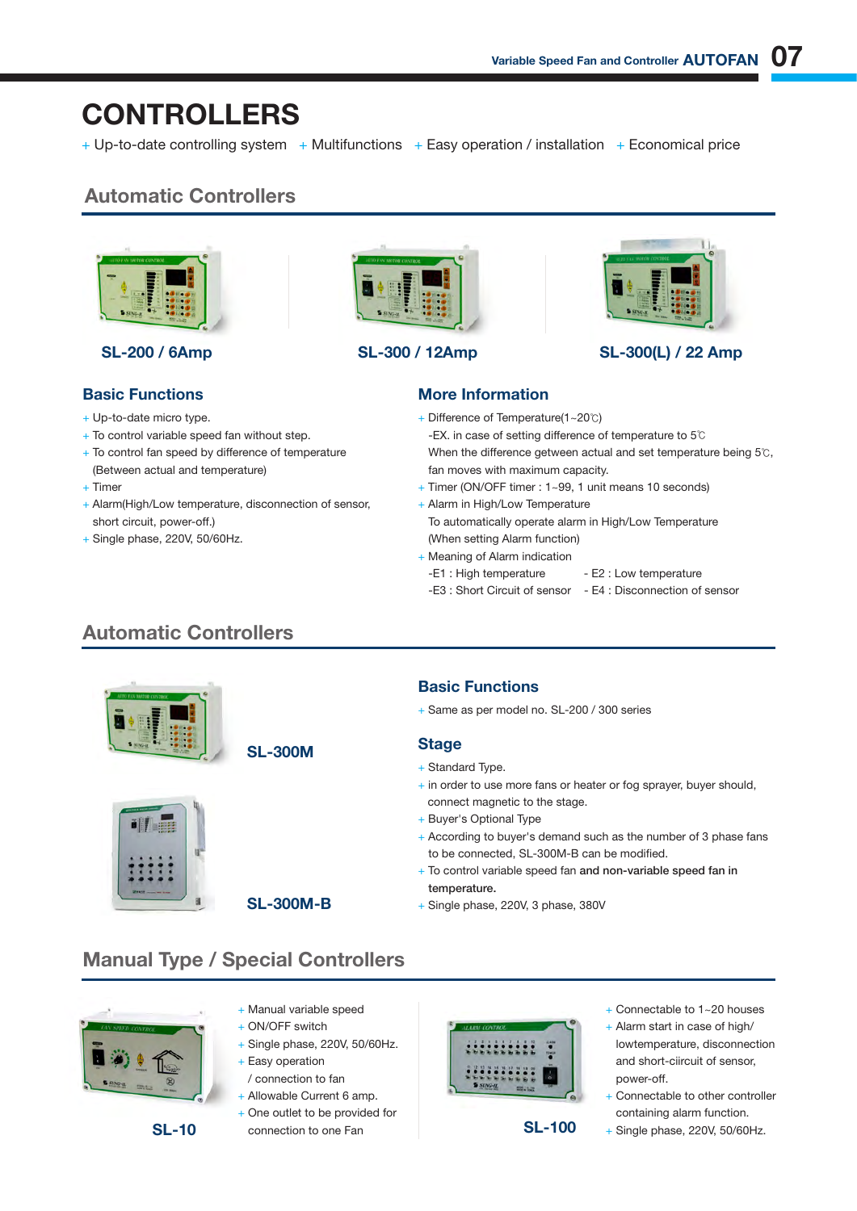# CONTROLLERS

+ Up-to-date controlling system + Multifunctions + Easy operation / installation + Economical price

## Automatic Controllers

**SL-200 / 6Amp**

**SL-300 / 12Amp**

**SL-300(L) / 22 Amp**

### Basic Functions

+ Up-to-date micro type.
+ To control variable speed fan without step.
+ To control fan speed by difference of temperature (Between actual and temperature)
+ Timer
+ Alarm(High/Low temperature, disconnection of sensor, short circuit, power-off.)
+ Single phase, 220V, 50/60Hz.

### More Information

+ Difference of Temperature(1~20℃)
  -EX. in case of setting difference of temperature to 5℃
  When the difference getween actual and set temperature being 5℃, fan moves with maximum capacity.
+ Timer (ON/OFF timer : 1~99, 1 unit means 10 seconds)
+ Alarm in High/Low Temperature
  To automatically operate alarm in High/Low Temperature
  (When setting Alarm function)
+ Meaning of Alarm indication
  -E1 : High temperature - E2 : Low temperature
  -E3 : Short Circuit of sensor - E4 : Disconnection of sensor

## Automatic Controllers

**SL-300M**

**SL-300M-B**

### Basic Functions

+ Same as per model no. SL-200 / 300 series

### Stage

+ Standard Type.
+ in order to use more fans or heater or fog sprayer, buyer should, connect magnetic to the stage.
+ Buyer's Optional Type
+ According to buyer's demand such as the number of 3 phase fans to be connected, SL-300M-B can be modified.
+ To control variable speed fan **and non-variable speed fan in temperature.**
+ Single phase, 220V, 3 phase, 380V

## Manual Type / Special Controllers

**SL-10**

+ Manual variable speed
+ ON/OFF switch
+ Single phase, 220V, 50/60Hz.
+ Easy operation / connection to fan
+ Allowable Current 6 amp.
+ One outlet to be provided for connection to one Fan

**SL-100**

+ Connectable to 1~20 houses
+ Alarm start in case of high/ lowtemperature, disconnection and short-ciircuit of sensor, power-off.
+ Connectable to other controller containing alarm function.
+ Single phase, 220V, 50/60Hz.